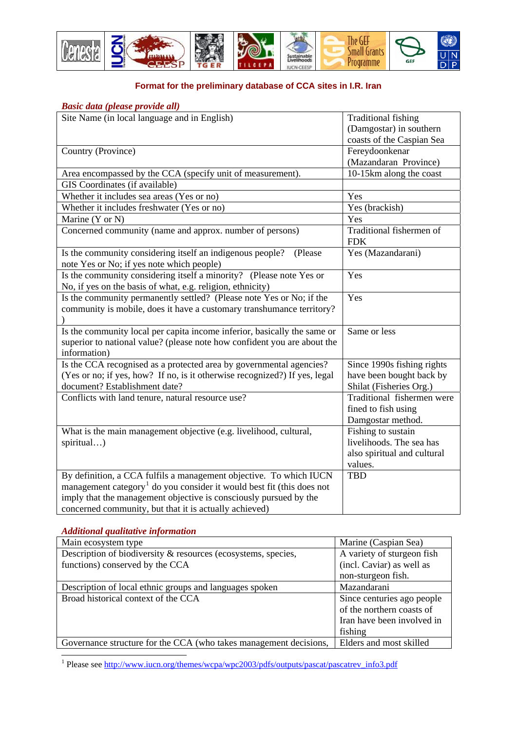**Format for the preliminary database of CCA sites in I.R. Iran**

***Basic data (please provide all)***

| Site Name (in local language and in English) | Traditional fishing (Damgostar) in southern coasts of the Caspian Sea |
|---|---|
| Country (Province) | Fereydoonkenar (Mazandaran Province) |
| Area encompassed by the CCA (specify unit of measurement). | 10-15km along the coast |
| GIS Coordinates (if available) | |
| Whether it includes sea areas (Yes or no) | Yes |
| Whether it includes freshwater (Yes or no) | Yes (brackish) |
| Marine (Y or N) | Yes |
| Concerned community (name and approx. number of persons) | Traditional fishermen of FDK |
| Is the community considering itself an indigenous people? (Please note Yes or No; if yes note which people) | Yes (Mazandarani) |
| Is the community considering itself a minority? (Please note Yes or No, if yes on the basis of what, e.g. religion, ethnicity) | Yes |
| Is the community permanently settled? (Please note Yes or No; if the community is mobile, does it have a customary transhumance territory? ) | Yes |
| Is the community local per capita income inferior, basically the same or superior to national value? (please note how confident you are about the information) | Same or less |
| Is the CCA recognised as a protected area by governmental agencies? (Yes or no; if yes, how? If no, is it otherwise recognized?) If yes, legal document? Establishment date? | Since 1990s fishing rights have been bought back by Shilat (Fisheries Org.) |
| Conflicts with land tenure, natural resource use? | Traditional fishermen were fined to fish using Damgostar method. |
| What is the main management objective (e.g. livelihood, cultural, spiritual…) | Fishing to sustain livelihoods. The sea has also spiritual and cultural values. |
| By definition, a CCA fulfils a management objective. To which IUCN management category[1] do you consider it would best fit (this does not imply that the management objective is consciously pursued by the concerned community, but that it is actually achieved) | TBD |

***Additional qualitative information***

| Main ecosystem type | Marine (Caspian Sea) |
|---|---|
| Description of biodiversity & resources (ecosystems, species, functions) conserved by the CCA | A variety of sturgeon fish (incl. Caviar) as well as non-sturgeon fish. |
| Description of local ethnic groups and languages spoken | Mazandarani |
| Broad historical context of the CCA | Since centuries ago people of the northern coasts of Iran have been involved in fishing |
| Governance structure for the CCA (who takes management decisions, | Elders and most skilled |

[1] Please see http://www.iucn.org/themes/wcpa/wpc2003/pdfs/outputs/pascat/pascatrev_info3.pdf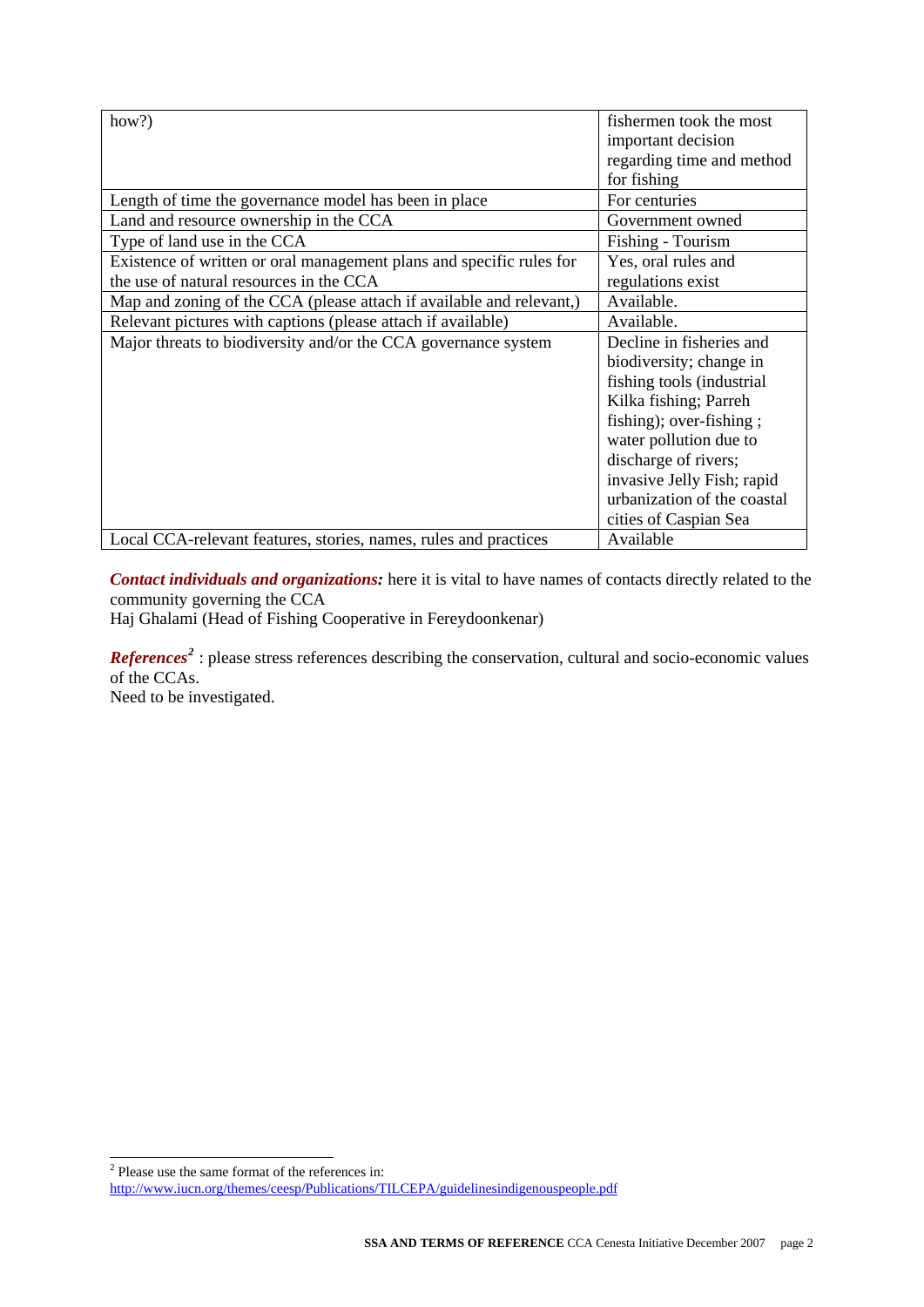| | |
|---|---|
| how?) | fishermen took the most important decision regarding time and method for fishing |
| Length of time the governance model has been in place | For centuries |
| Land and resource ownership in the CCA | Government owned |
| Type of land use in the CCA | Fishing - Tourism |
| Existence of written or oral management plans and specific rules for the use of natural resources in the CCA | Yes, oral rules and regulations exist |
| Map and zoning of the CCA (please attach if available and relevant,) | Available. |
| Relevant pictures with captions (please attach if available) | Available. |
| Major threats to biodiversity and/or the CCA governance system | Decline in fisheries and biodiversity; change in fishing tools (industrial Kilka fishing; Parreh fishing); over-fishing ; water pollution due to discharge of rivers; invasive Jelly Fish; rapid urbanization of the coastal cities of Caspian Sea |
| Local CCA-relevant features, stories, names, rules and practices | Available |

***Contact individuals and organizations:*** here it is vital to have names of contacts directly related to the community governing the CCA
Haj Ghalami (Head of Fishing Cooperative in Fereydoonkenar)

***References***[2] : please stress references describing the conservation, cultural and socio-economic values of the CCAs.
Need to be investigated.

[2] Please use the same format of the references in: http://www.iucn.org/themes/ceesp/Publications/TILCEPA/guidelinesindigenouspeople.pdf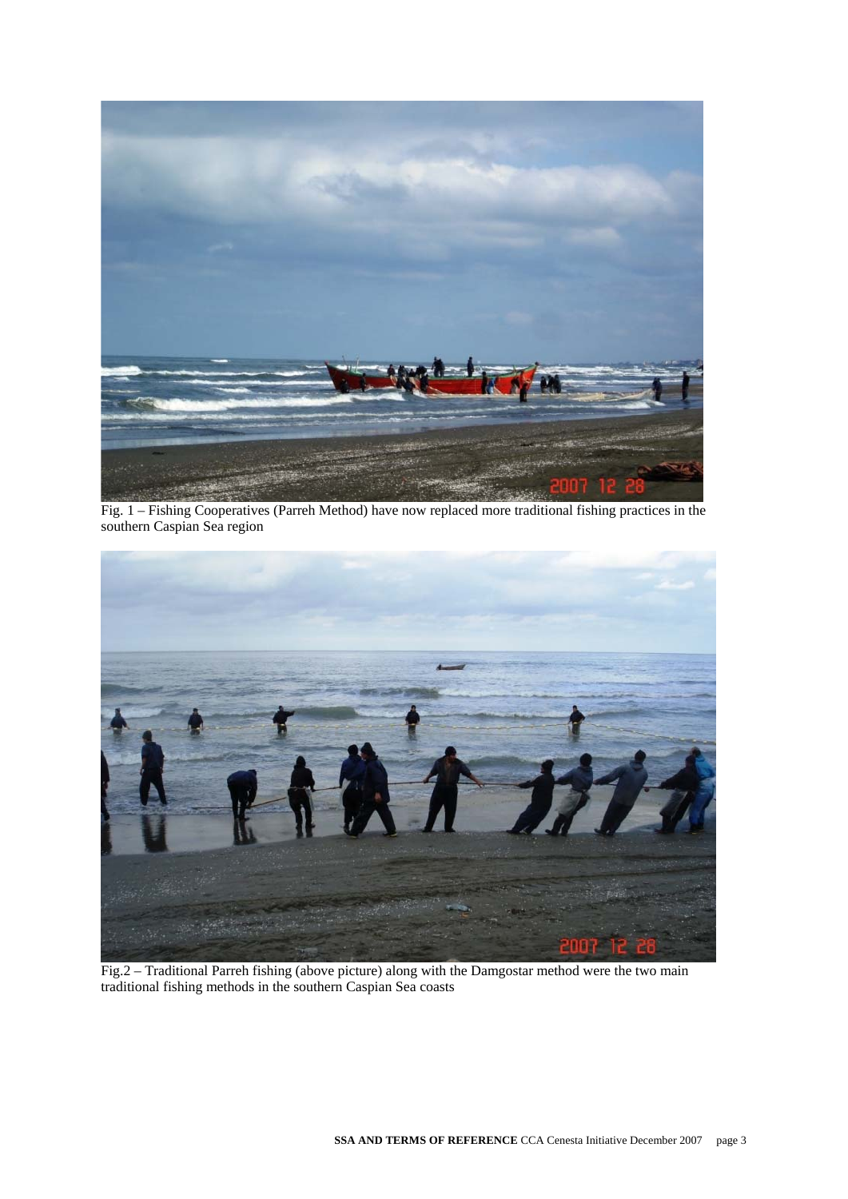Fig. 1 – Fishing Cooperatives (Parreh Method) have now replaced more traditional fishing practices in the southern Caspian Sea region

Fig.2 – Traditional Parreh fishing (above picture) along with the Damgostar method were the two main traditional fishing methods in the southern Caspian Sea coasts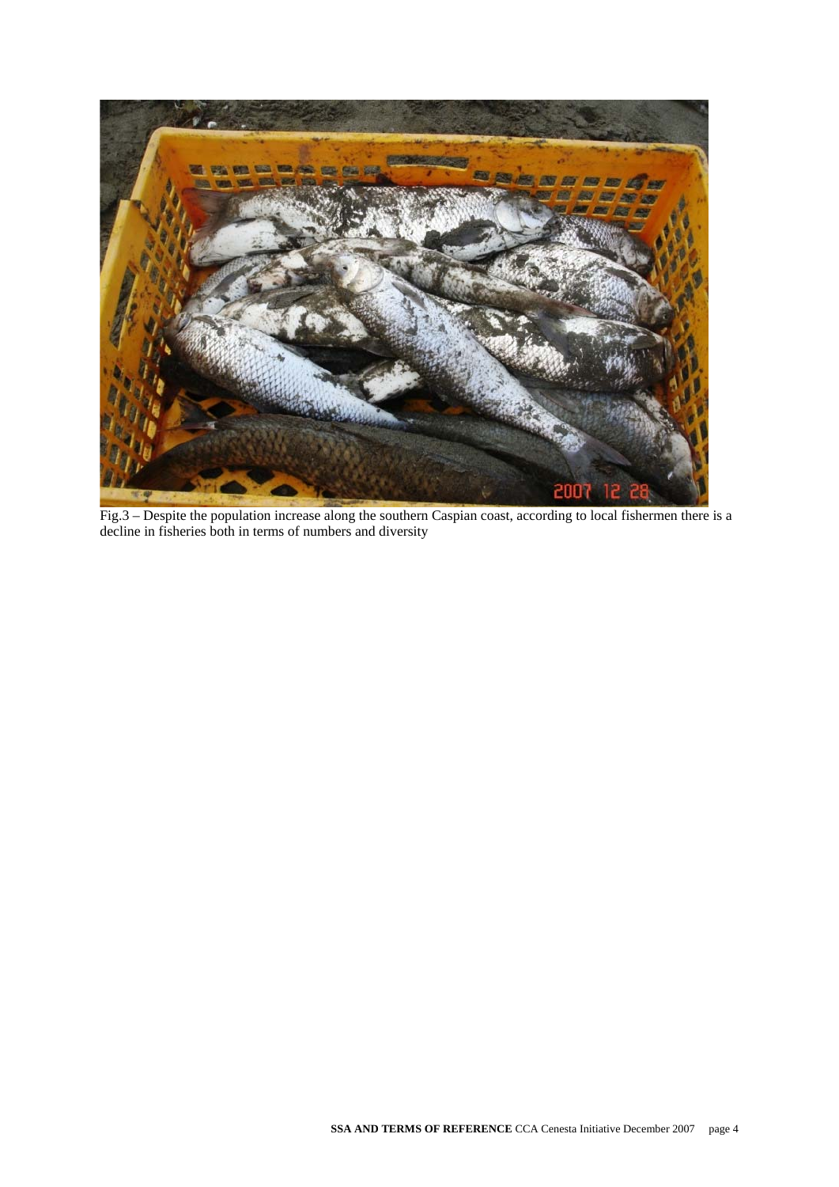Fig.3 – Despite the population increase along the southern Caspian coast, according to local fishermen there is a decline in fisheries both in terms of numbers and diversity